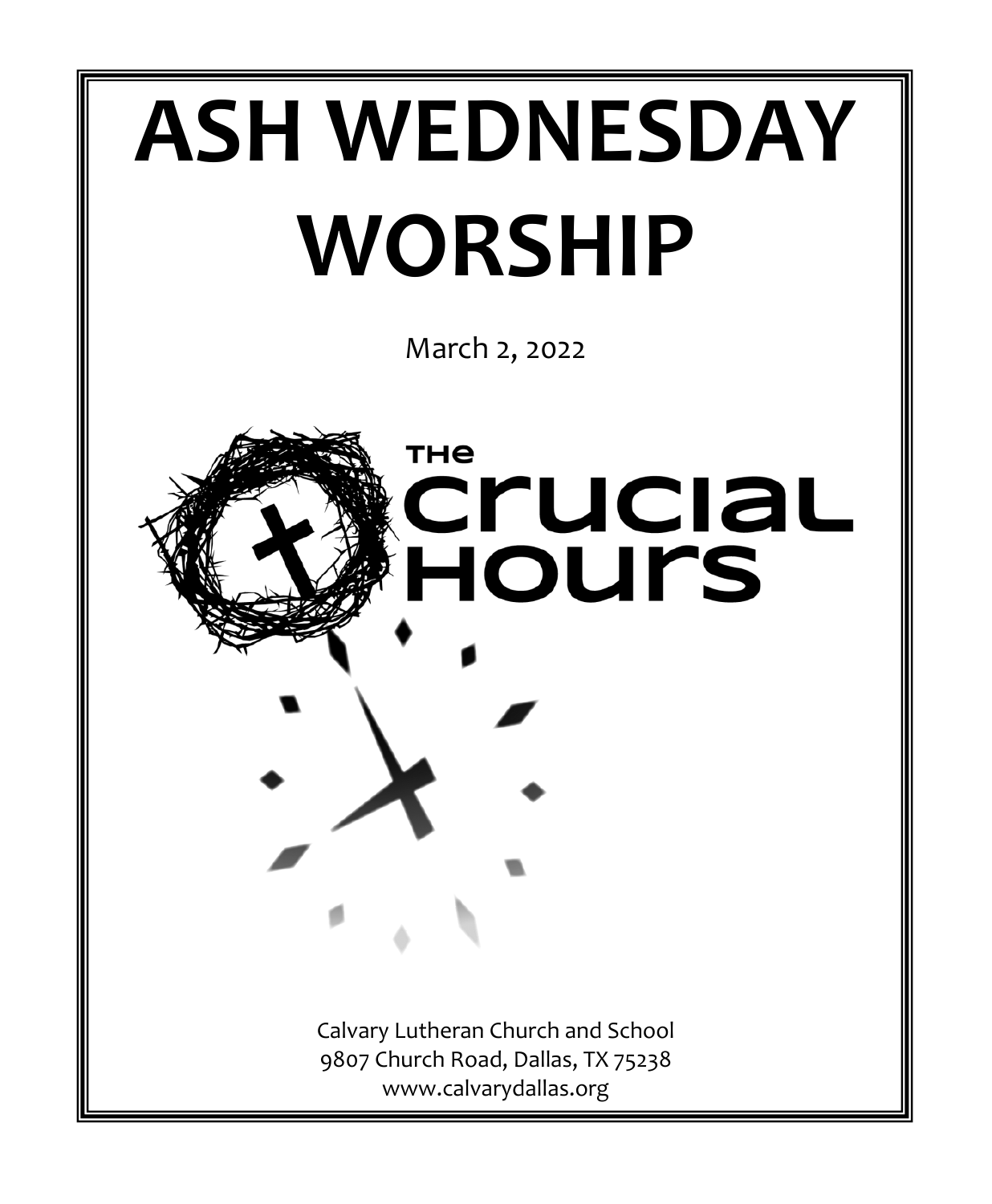# ASH WEDNESDAY WORSHIP

March 2, 2022

THE CRUCIAL HOURS

Calvary Lutheran Church and School
9807 Church Road, Dallas, TX 75238
www.calvarydallas.org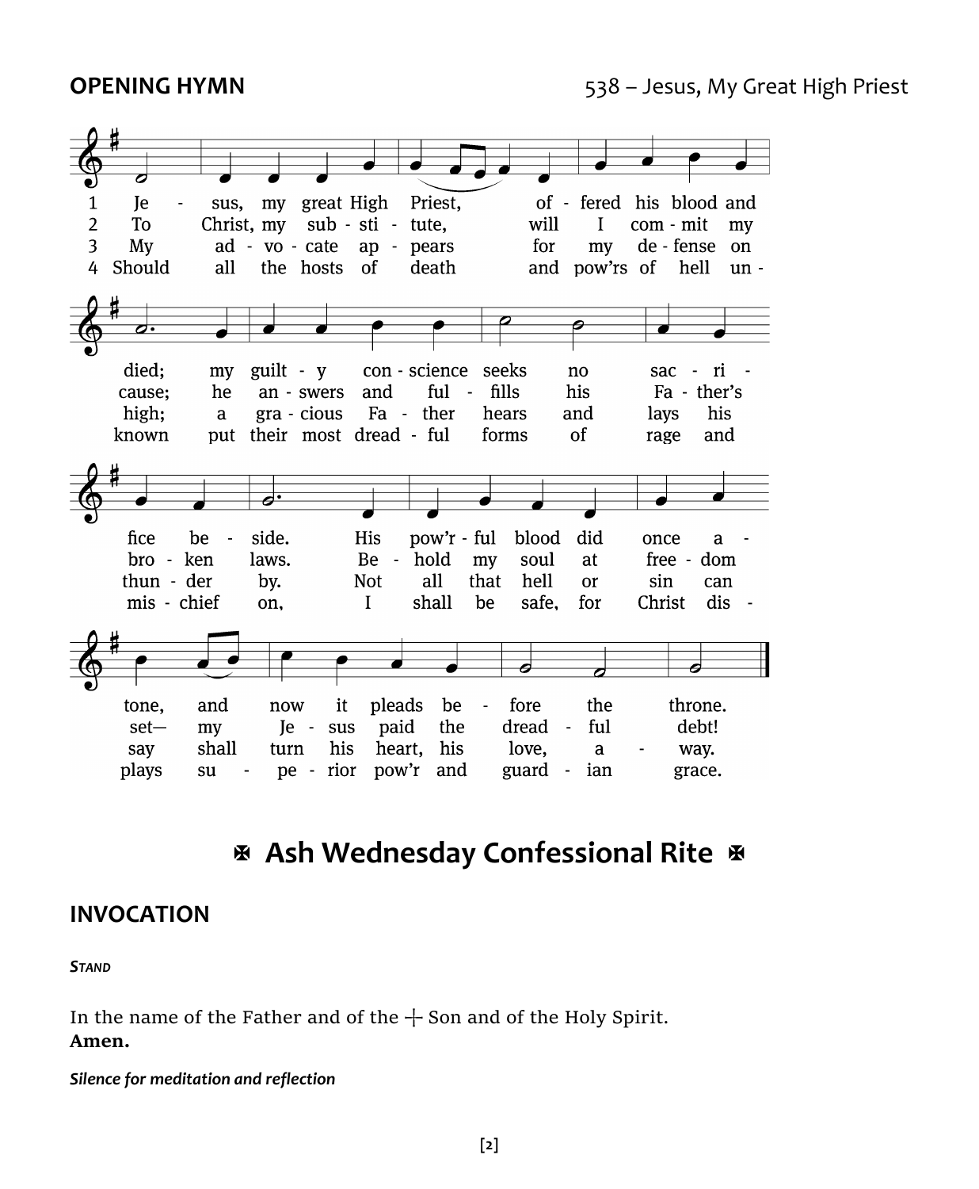**OPENING HYMN** 538 – Jesus, My Great High Priest

1 Jesus, my great High Priest, offered his blood and died; my guilty conscience seeks no sacrifice beside. His pow'rful blood did once atone, and now it pleads before the throne.

2 To Christ, my substitute, will I commit my cause; he answers and fulfills his Father's broken laws. Behold my soul at freedom set—my Jesus paid the dreadful debt!

3 My advocate appears for my defense on high; a gracious Father hears and lays his thunder by. Not all that hell or sin can say shall turn his heart, his love, away.

4 Should all the hosts of death and pow'rs of hell unknown put their most dreadful forms of rage and mischief on, I shall be safe, for Christ displays superior pow'r and guardian grace.

# ✠ Ash Wednesday Confessional Rite ✠

## INVOCATION

***Stand***

In the name of the Father and of the ☩ Son and of the Holy Spirit.
**Amen.**

***Silence for meditation and reflection***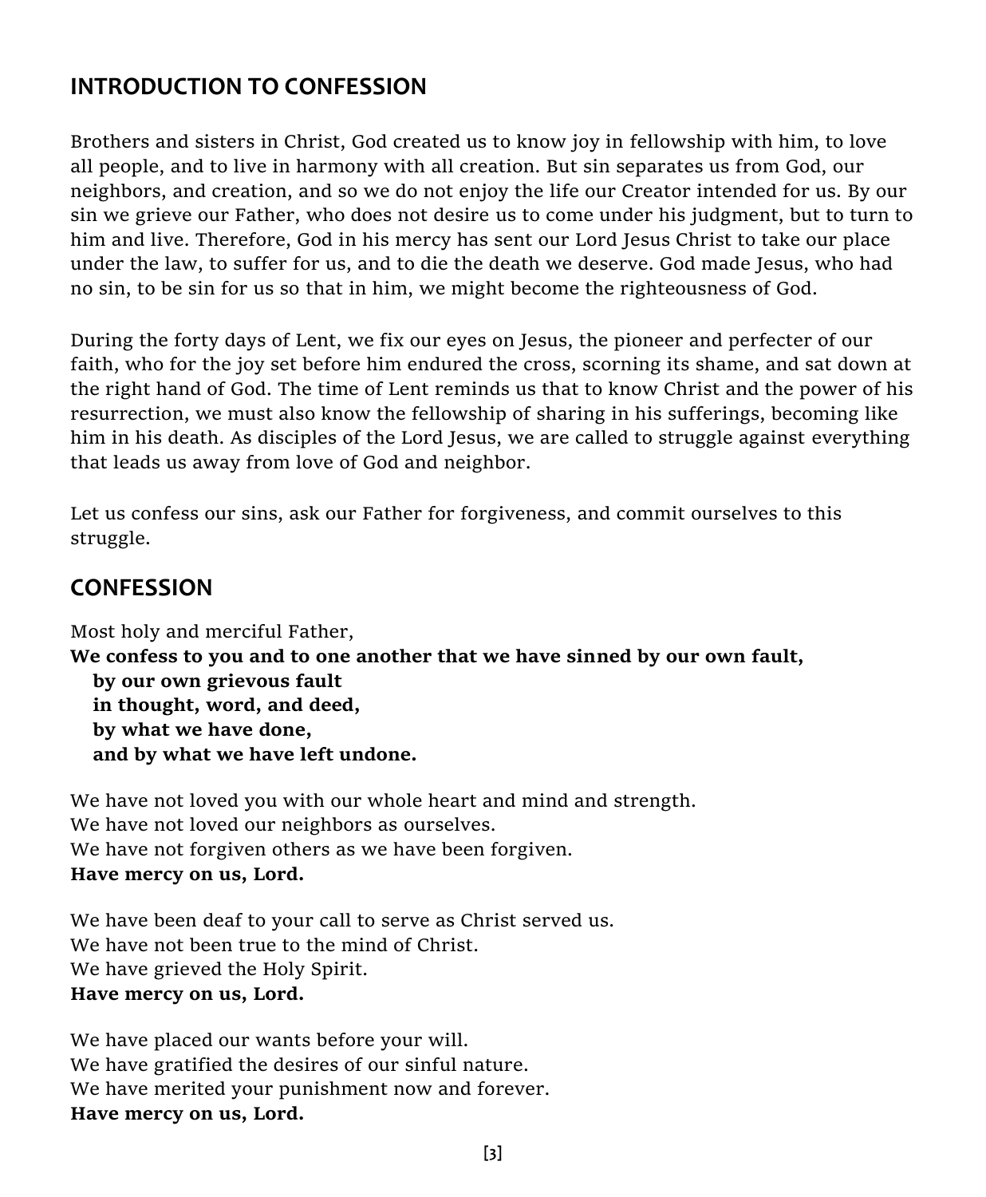## INTRODUCTION TO CONFESSION

Brothers and sisters in Christ, God created us to know joy in fellowship with him, to love all people, and to live in harmony with all creation. But sin separates us from God, our neighbors, and creation, and so we do not enjoy the life our Creator intended for us. By our sin we grieve our Father, who does not desire us to come under his judgment, but to turn to him and live. Therefore, God in his mercy has sent our Lord Jesus Christ to take our place under the law, to suffer for us, and to die the death we deserve. God made Jesus, who had no sin, to be sin for us so that in him, we might become the righteousness of God.

During the forty days of Lent, we fix our eyes on Jesus, the pioneer and perfecter of our faith, who for the joy set before him endured the cross, scorning its shame, and sat down at the right hand of God. The time of Lent reminds us that to know Christ and the power of his resurrection, we must also know the fellowship of sharing in his sufferings, becoming like him in his death. As disciples of the Lord Jesus, we are called to struggle against everything that leads us away from love of God and neighbor.

Let us confess our sins, ask our Father for forgiveness, and commit ourselves to this struggle.

## CONFESSION

Most holy and merciful Father,
**We confess to you and to one another that we have sinned by our own fault,**
**by our own grievous fault**
**in thought, word, and deed,**
**by what we have done,**
**and by what we have left undone.**

We have not loved you with our whole heart and mind and strength.
We have not loved our neighbors as ourselves.
We have not forgiven others as we have been forgiven.
**Have mercy on us, Lord.**

We have been deaf to your call to serve as Christ served us.
We have not been true to the mind of Christ.
We have grieved the Holy Spirit.
**Have mercy on us, Lord.**

We have placed our wants before your will.
We have gratified the desires of our sinful nature.
We have merited your punishment now and forever.
**Have mercy on us, Lord.**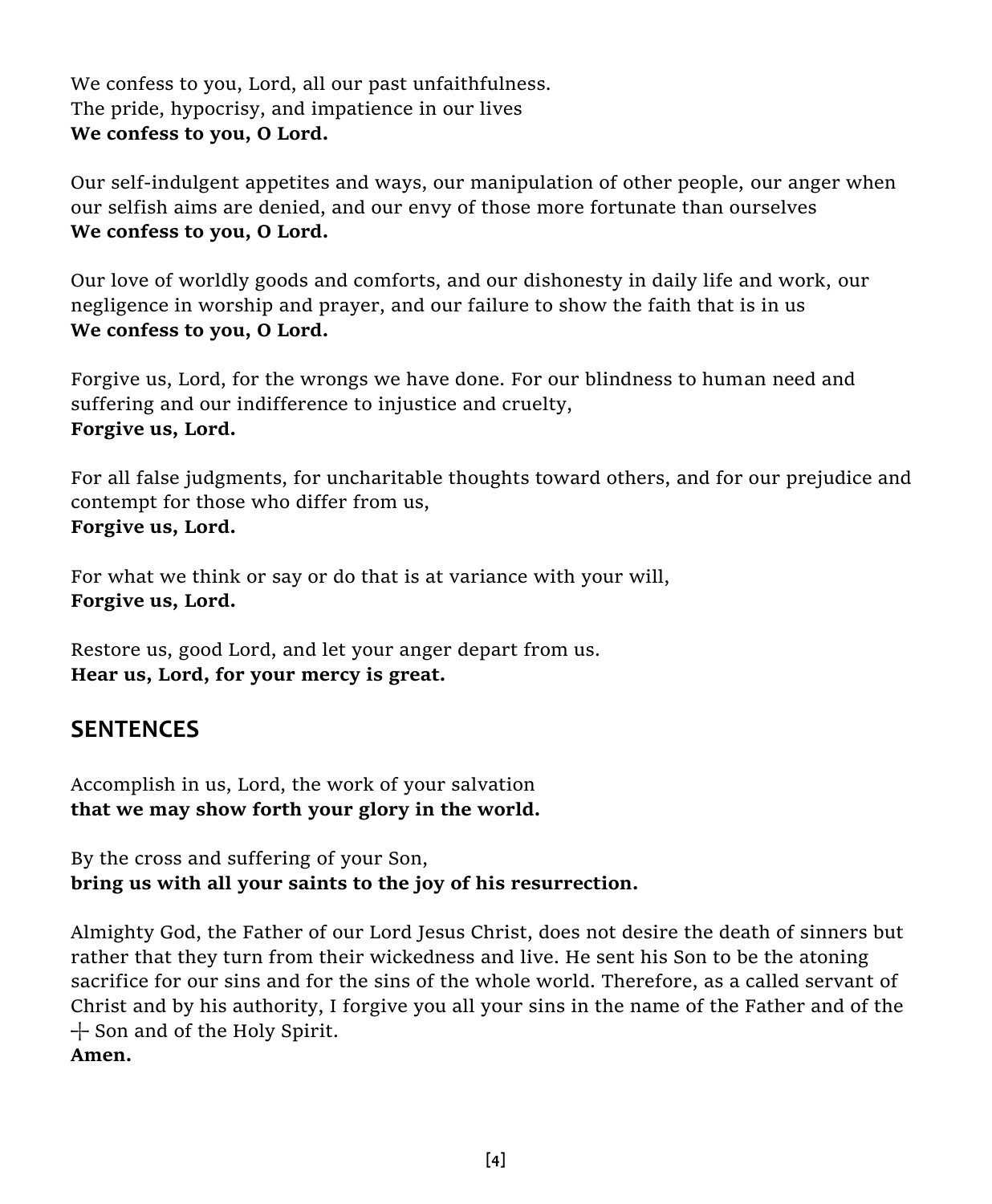We confess to you, Lord, all our past unfaithfulness.
The pride, hypocrisy, and impatience in our lives
**We confess to you, O Lord.**

Our self-indulgent appetites and ways, our manipulation of other people, our anger when our selfish aims are denied, and our envy of those more fortunate than ourselves
**We confess to you, O Lord.**

Our love of worldly goods and comforts, and our dishonesty in daily life and work, our negligence in worship and prayer, and our failure to show the faith that is in us
**We confess to you, O Lord.**

Forgive us, Lord, for the wrongs we have done. For our blindness to human need and suffering and our indifference to injustice and cruelty,
**Forgive us, Lord.**

For all false judgments, for uncharitable thoughts toward others, and for our prejudice and contempt for those who differ from us,
**Forgive us, Lord.**

For what we think or say or do that is at variance with your will,
**Forgive us, Lord.**

Restore us, good Lord, and let your anger depart from us.
**Hear us, Lord, for your mercy is great.**

## SENTENCES

Accomplish in us, Lord, the work of your salvation
**that we may show forth your glory in the world.**

By the cross and suffering of your Son,
**bring us with all your saints to the joy of his resurrection.**

Almighty God, the Father of our Lord Jesus Christ, does not desire the death of sinners but rather that they turn from their wickedness and live. He sent his Son to be the atoning sacrifice for our sins and for the sins of the whole world. Therefore, as a called servant of Christ and by his authority, I forgive you all your sins in the name of the Father and of the ┼ Son and of the Holy Spirit.
**Amen.**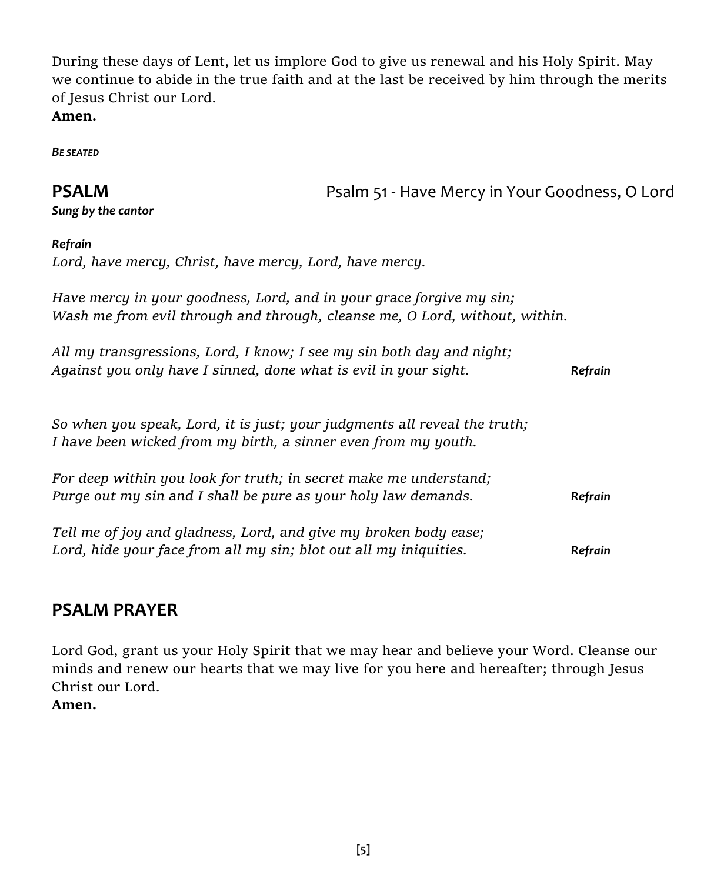During these days of Lent, let us implore God to give us renewal and his Holy Spirit. May we continue to abide in the true faith and at the last be received by him through the merits of Jesus Christ our Lord.
**Amen.**

***Be seated***

## PSALM — Psalm 51 - Have Mercy in Your Goodness, O Lord

***Sung by the cantor***

***Refrain***
*Lord, have mercy, Christ, have mercy, Lord, have mercy.*

*Have mercy in your goodness, Lord, and in your grace forgive my sin;*
*Wash me from evil through and through, cleanse me, O Lord, without, within.*

*All my transgressions, Lord, I know; I see my sin both day and night;*
*Against you only have I sinned, done what is evil in your sight.* ***Refrain***

*So when you speak, Lord, it is just; your judgments all reveal the truth;*
*I have been wicked from my birth, a sinner even from my youth.*

*For deep within you look for truth; in secret make me understand;*
*Purge out my sin and I shall be pure as your holy law demands.* ***Refrain***

*Tell me of joy and gladness, Lord, and give my broken body ease;*
*Lord, hide your face from all my sin; blot out all my iniquities.* ***Refrain***

## PSALM PRAYER

Lord God, grant us your Holy Spirit that we may hear and believe your Word. Cleanse our minds and renew our hearts that we may live for you here and hereafter; through Jesus Christ our Lord.
**Amen.**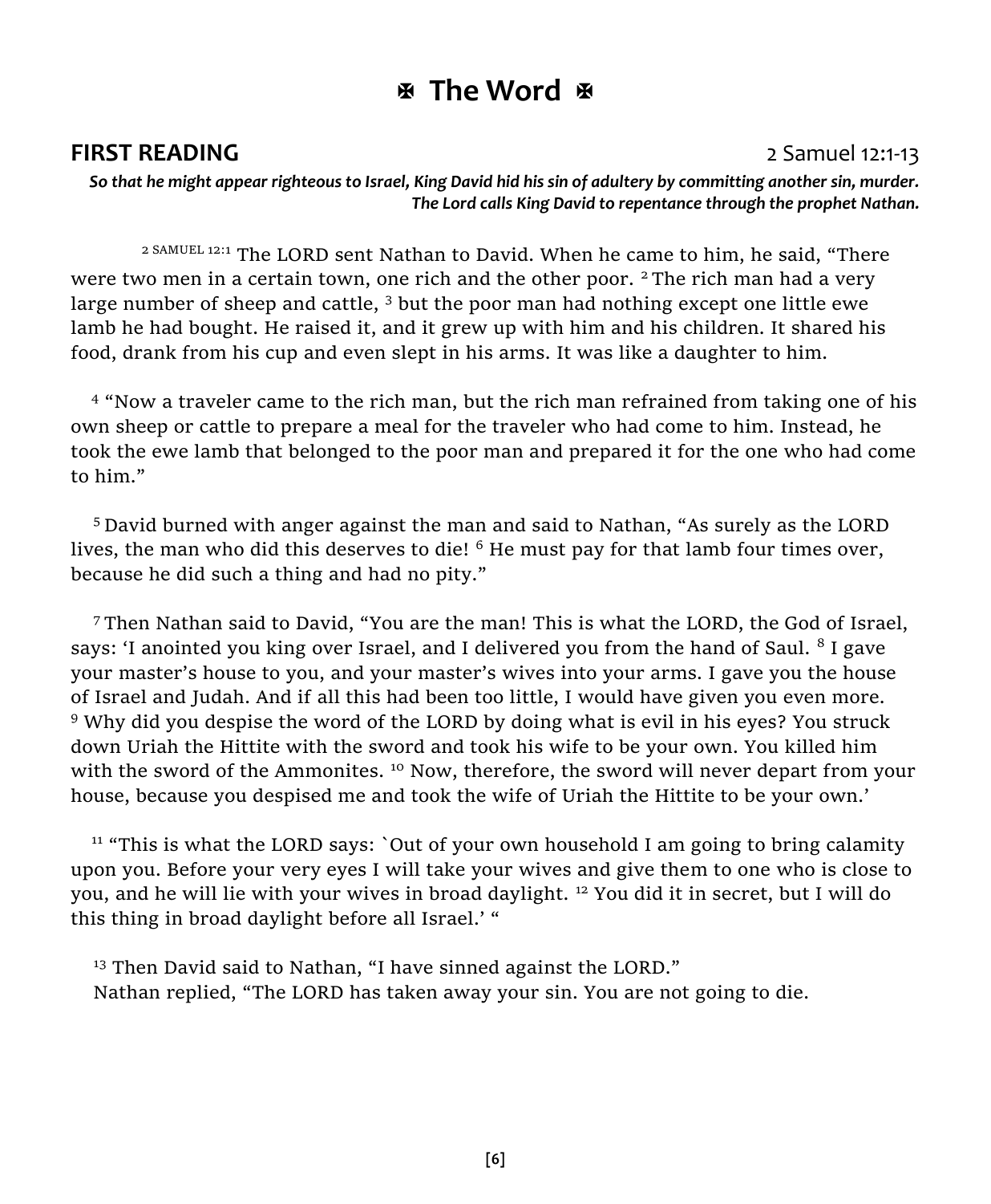# ✠ The Word ✠

## FIRST READING

2 Samuel 12:1-13

***So that he might appear righteous to Israel, King David hid his sin of adultery by committing another sin, murder. The Lord calls King David to repentance through the prophet Nathan.***

[2 SAMUEL 12:1] The LORD sent Nathan to David. When he came to him, he said, "There were two men in a certain town, one rich and the other poor. [2] The rich man had a very large number of sheep and cattle, [3] but the poor man had nothing except one little ewe lamb he had bought. He raised it, and it grew up with him and his children. It shared his food, drank from his cup and even slept in his arms. It was like a daughter to him.

[4] "Now a traveler came to the rich man, but the rich man refrained from taking one of his own sheep or cattle to prepare a meal for the traveler who had come to him. Instead, he took the ewe lamb that belonged to the poor man and prepared it for the one who had come to him."

[5] David burned with anger against the man and said to Nathan, "As surely as the LORD lives, the man who did this deserves to die! [6] He must pay for that lamb four times over, because he did such a thing and had no pity."

[7] Then Nathan said to David, "You are the man! This is what the LORD, the God of Israel, says: 'I anointed you king over Israel, and I delivered you from the hand of Saul. [8] I gave your master's house to you, and your master's wives into your arms. I gave you the house of Israel and Judah. And if all this had been too little, I would have given you even more. [9] Why did you despise the word of the LORD by doing what is evil in his eyes? You struck down Uriah the Hittite with the sword and took his wife to be your own. You killed him with the sword of the Ammonites. [10] Now, therefore, the sword will never depart from your house, because you despised me and took the wife of Uriah the Hittite to be your own.'

[11] "This is what the LORD says: `Out of your own household I am going to bring calamity upon you. Before your very eyes I will take your wives and give them to one who is close to you, and he will lie with your wives in broad daylight. [12] You did it in secret, but I will do this thing in broad daylight before all Israel.' "

[13] Then David said to Nathan, "I have sinned against the LORD."
Nathan replied, "The LORD has taken away your sin. You are not going to die.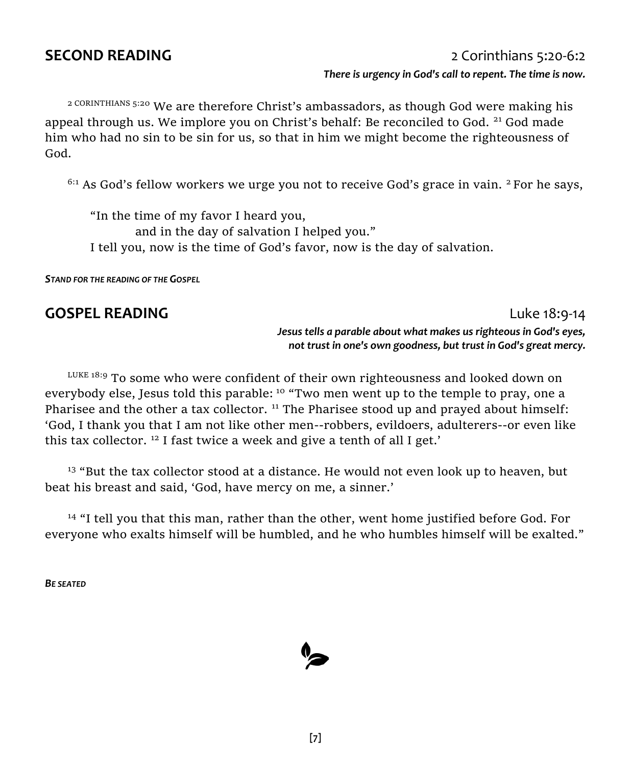## SECOND READING

2 Corinthians 5:20-6:2

***There is urgency in God's call to repent. The time is now.***

2 CORINTHIANS 5:20 We are therefore Christ's ambassadors, as though God were making his appeal through us. We implore you on Christ's behalf: Be reconciled to God. 21 God made him who had no sin to be sin for us, so that in him we might become the righteousness of God.

6:1 As God's fellow workers we urge you not to receive God's grace in vain. 2 For he says,

> "In the time of my favor I heard you,
> and in the day of salvation I helped you."
> I tell you, now is the time of God's favor, now is the day of salvation.

***STAND FOR THE READING OF THE GOSPEL***

## GOSPEL READING

Luke 18:9-14

***Jesus tells a parable about what makes us righteous in God's eyes, not trust in one's own goodness, but trust in God's great mercy.***

LUKE 18:9 To some who were confident of their own righteousness and looked down on everybody else, Jesus told this parable: 10 "Two men went up to the temple to pray, one a Pharisee and the other a tax collector. 11 The Pharisee stood up and prayed about himself: 'God, I thank you that I am not like other men--robbers, evildoers, adulterers--or even like this tax collector. 12 I fast twice a week and give a tenth of all I get.'

13 "But the tax collector stood at a distance. He would not even look up to heaven, but beat his breast and said, 'God, have mercy on me, a sinner.'

14 "I tell you that this man, rather than the other, went home justified before God. For everyone who exalts himself will be humbled, and he who humbles himself will be exalted."

***BE SEATED***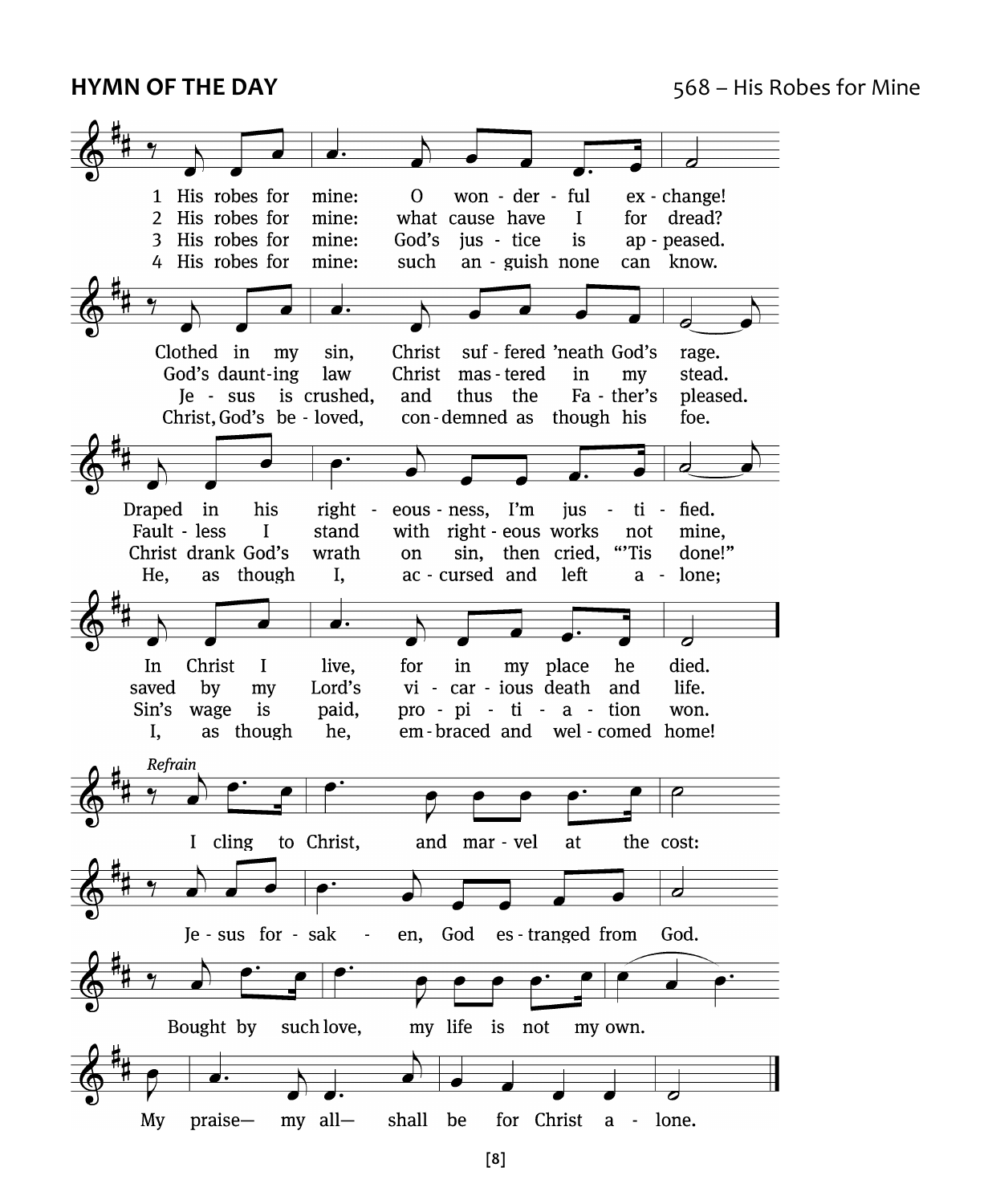**HYMN OF THE DAY** 568 – His Robes for Mine

1 His robes for mine: O wonderful exchange!
Clothed in my sin, Christ suffered 'neath God's rage.
Draped in his righteousness, I'm justified.
In Christ I live, for in my place he died.

2 His robes for mine: what cause have I for dread?
God's daunting law Christ mastered in my stead.
Faultless I stand with righteous works not mine,
saved by my Lord's vicarious death and life.

3 His robes for mine: God's justice is appeased.
Jesus is crushed, and thus the Father's pleased.
Christ drank God's wrath on sin, then cried, "'Tis done!"
Sin's wage is paid, propitiation won.

4 His robes for mine: such anguish none can know.
Christ, God's beloved, condemned as though his foe.
He, as though I, accursed and left alone;
I, as though he, embraced and welcomed home!

*Refrain*
I cling to Christ, and marvel at the cost:
Jesus forsaken, God estranged from God.
Bought by such love, my life is not my own.
My praise— my all— shall be for Christ alone.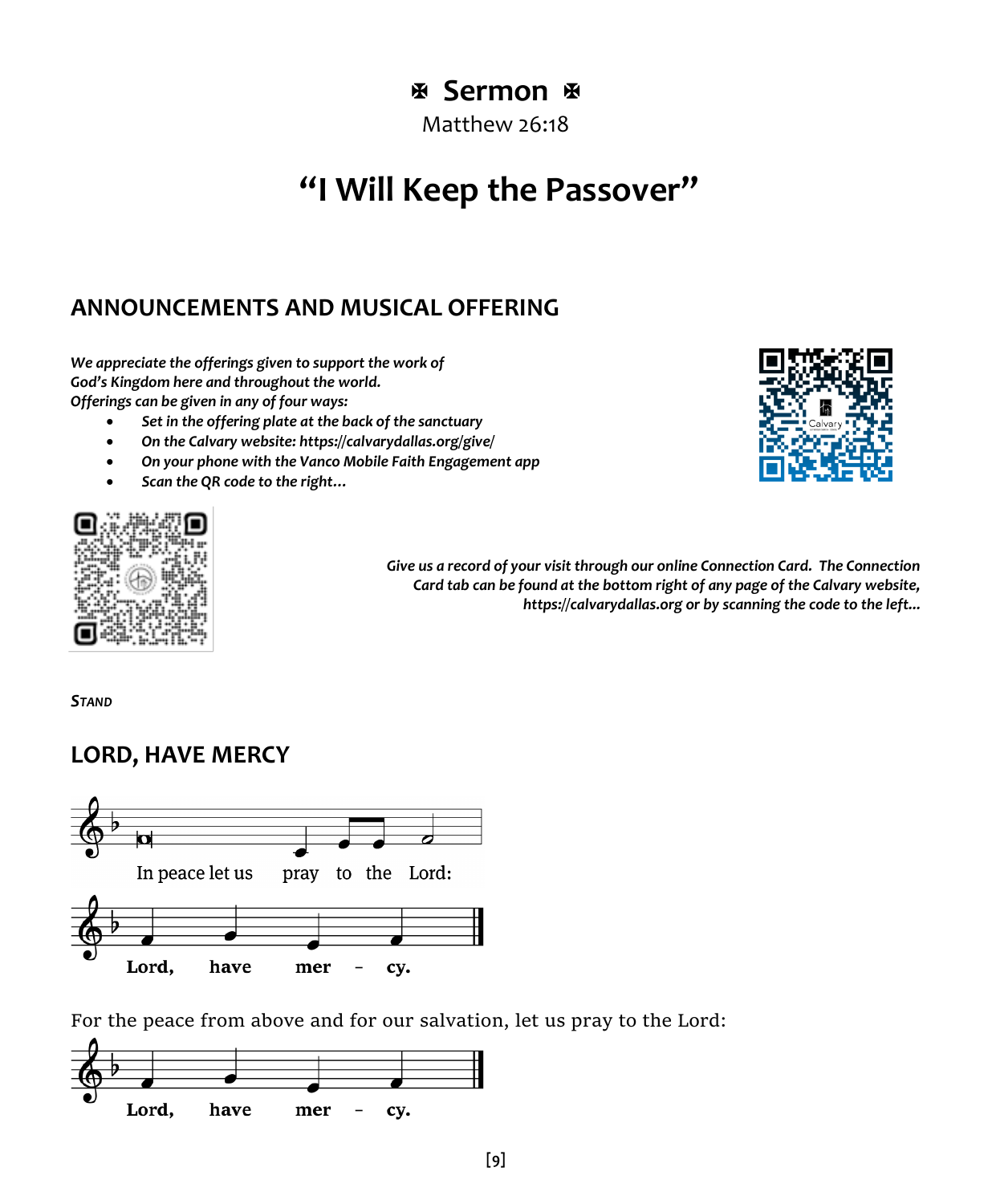# ✠ Sermon ✠

Matthew 26:18

# "I Will Keep the Passover"

## ANNOUNCEMENTS AND MUSICAL OFFERING

***We appreciate the offerings given to support the work of God's Kingdom here and throughout the world.***
***Offerings can be given in any of four ways:***

- ***Set in the offering plate at the back of the sanctuary***
- ***On the Calvary website: https://calvarydallas.org/give/***
- ***On your phone with the Vanco Mobile Faith Engagement app***
- ***Scan the QR code to the right…***

***Give us a record of your visit through our online Connection Card. The Connection Card tab can be found at the bottom right of any page of the Calvary website, https://calvarydallas.org or by scanning the code to the left…***

***STAND***

## LORD, HAVE MERCY

In peace let us pray to the Lord:

**Lord, have mer - cy.**

For the peace from above and for our salvation, let us pray to the Lord:

**Lord, have mer - cy.**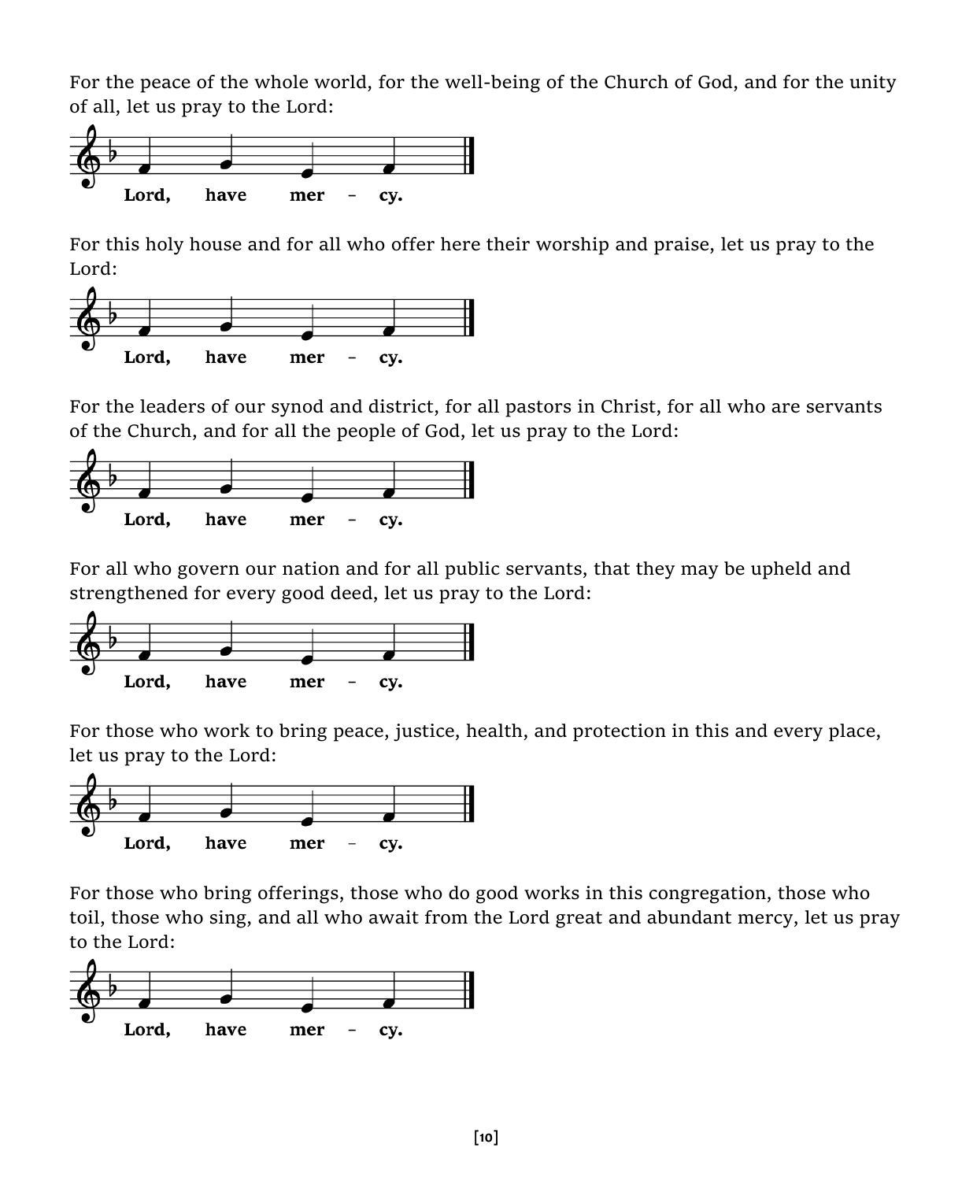For the peace of the whole world, for the well-being of the Church of God, and for the unity of all, let us pray to the Lord:

**Lord, have mer - cy.**

For this holy house and for all who offer here their worship and praise, let us pray to the Lord:

**Lord, have mer - cy.**

For the leaders of our synod and district, for all pastors in Christ, for all who are servants of the Church, and for all the people of God, let us pray to the Lord:

**Lord, have mer - cy.**

For all who govern our nation and for all public servants, that they may be upheld and strengthened for every good deed, let us pray to the Lord:

**Lord, have mer - cy.**

For those who work to bring peace, justice, health, and protection in this and every place, let us pray to the Lord:

**Lord, have mer - cy.**

For those who bring offerings, those who do good works in this congregation, those who toil, those who sing, and all who await from the Lord great and abundant mercy, let us pray to the Lord:

**Lord, have mer - cy.**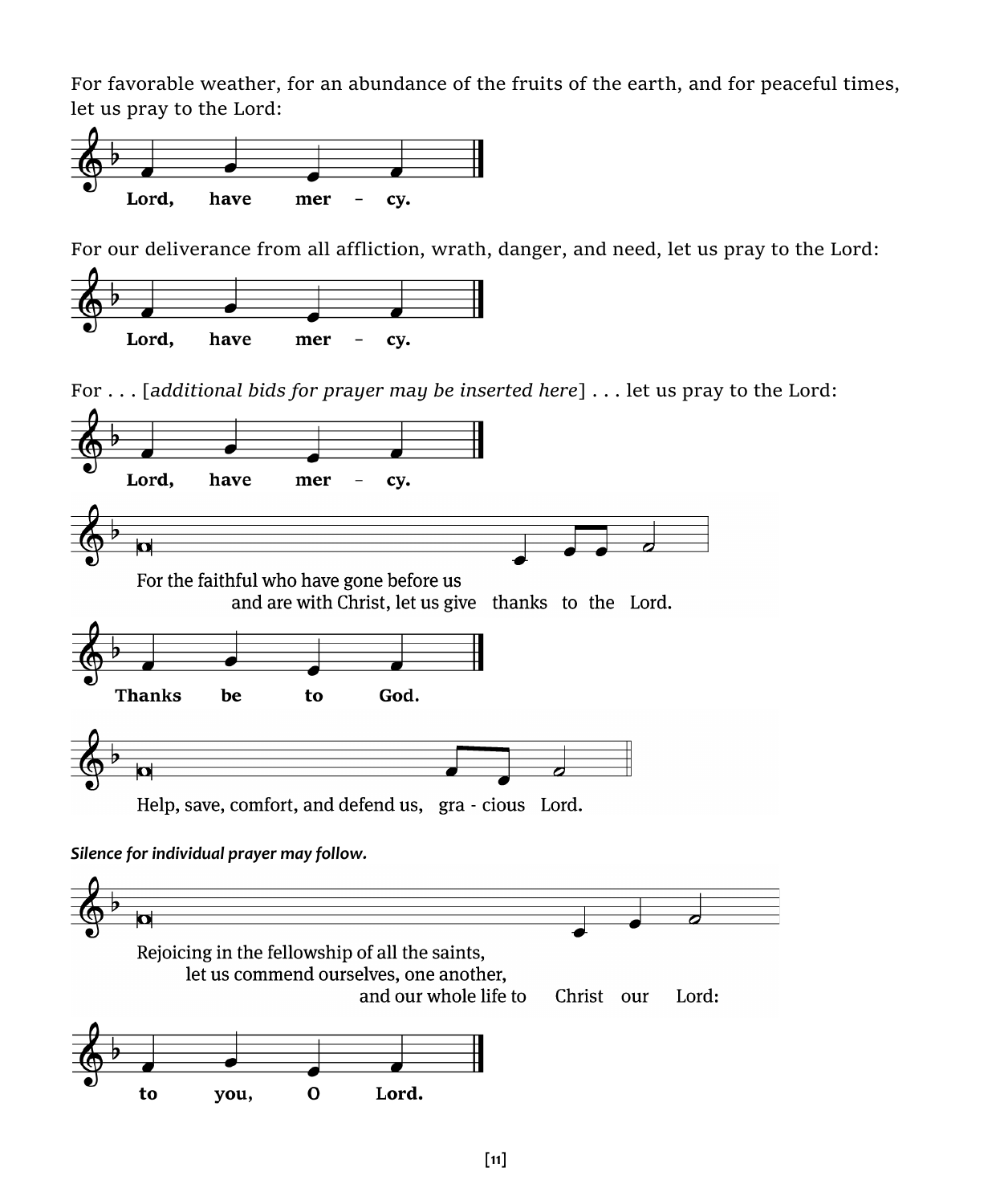For favorable weather, for an abundance of the fruits of the earth, and for peaceful times, let us pray to the Lord:

**Lord, have mer – cy.**

For our deliverance from all affliction, wrath, danger, and need, let us pray to the Lord:

**Lord, have mer – cy.**

For . . . [*additional bids for prayer may be inserted here*] . . . let us pray to the Lord:

**Lord, have mer – cy.**

For the faithful who have gone before us
and are with Christ, let us give thanks to the Lord.

**Thanks be to God.**

Help, save, comfort, and defend us, gra - cious Lord.

***Silence for individual prayer may follow.***

Rejoicing in the fellowship of all the saints,
let us commend ourselves, one another,
and our whole life to Christ our Lord:

**to you, O Lord.**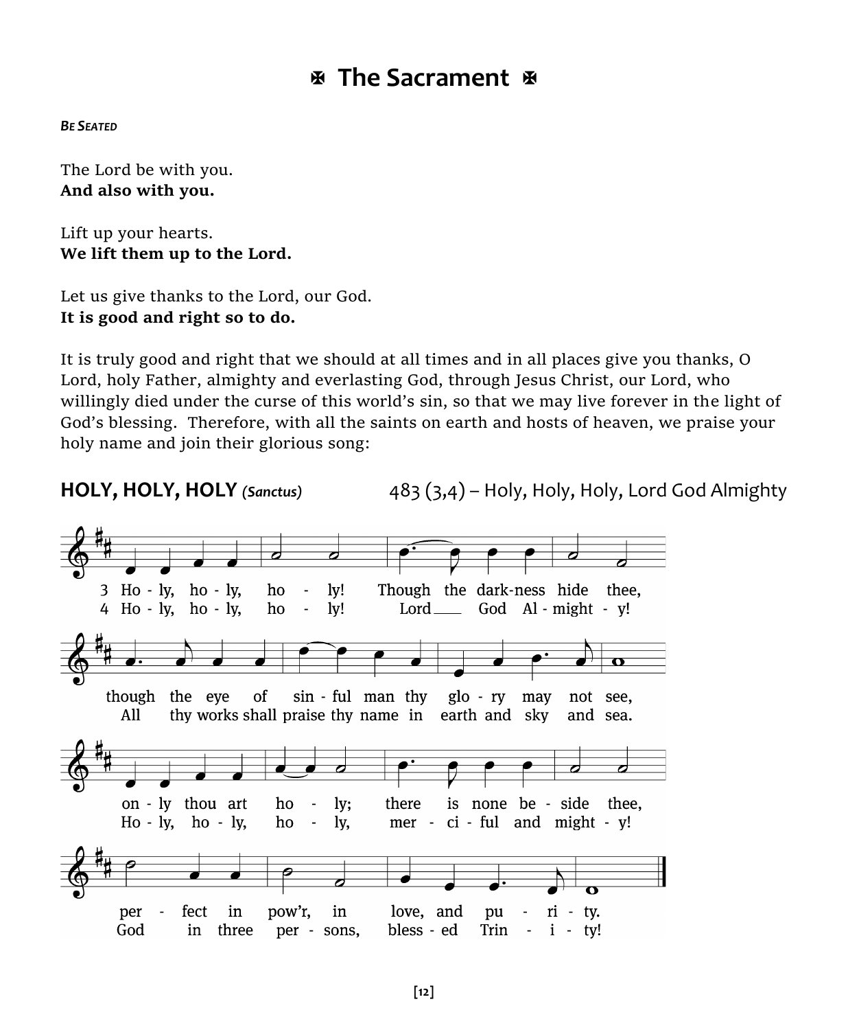# ✠ The Sacrament ✠

***Be Seated***

The Lord be with you.
**And also with you.**

Lift up your hearts.
**We lift them up to the Lord.**

Let us give thanks to the Lord, our God.
**It is good and right so to do.**

It is truly good and right that we should at all times and in all places give you thanks, O Lord, holy Father, almighty and everlasting God, through Jesus Christ, our Lord, who willingly died under the curse of this world's sin, so that we may live forever in the light of God's blessing. Therefore, with all the saints on earth and hosts of heaven, we praise your holy name and join their glorious song:

## HOLY, HOLY, HOLY *(Sanctus)* 483 (3,4) – Holy, Holy, Holy, Lord God Almighty

3 Holy, holy, holy! Though the darkness hide thee,
though the eye of sinful man thy glory may not see,
only thou art holy; there is none beside thee,
perfect in pow'r, in love, and purity.

4 Holy, holy, holy! Lord God Almighty!
All thy works shall praise thy name in earth and sky and sea.
Holy, holy, holy, merciful and mighty!
God in three persons, blessed Trinity!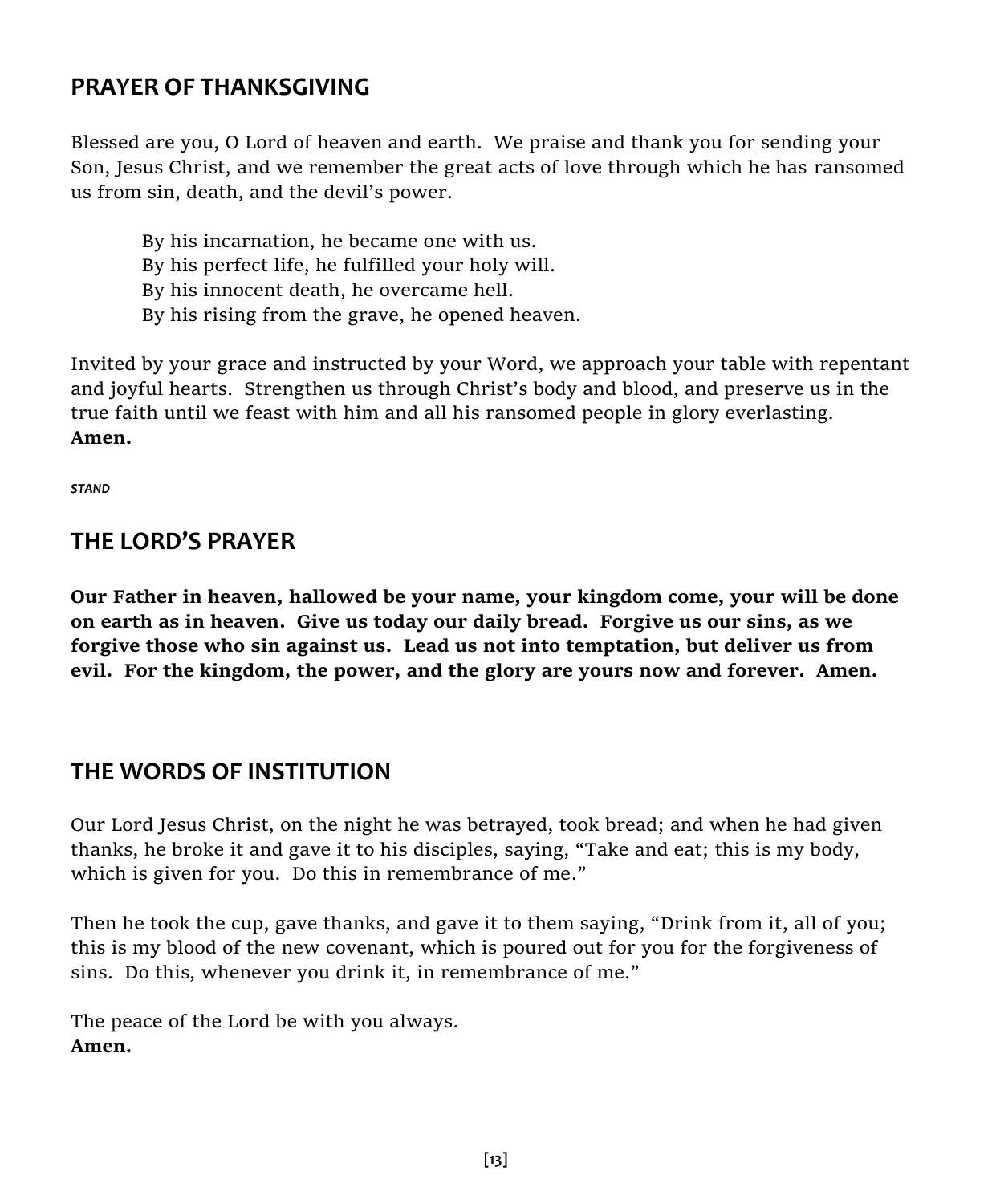## PRAYER OF THANKSGIVING

Blessed are you, O Lord of heaven and earth. We praise and thank you for sending your Son, Jesus Christ, and we remember the great acts of love through which he has ransomed us from sin, death, and the devil's power.

> By his incarnation, he became one with us.
> By his perfect life, he fulfilled your holy will.
> By his innocent death, he overcame hell.
> By his rising from the grave, he opened heaven.

Invited by your grace and instructed by your Word, we approach your table with repentant and joyful hearts. Strengthen us through Christ's body and blood, and preserve us in the true faith until we feast with him and all his ransomed people in glory everlasting.
**Amen.**

***STAND***

## THE LORD'S PRAYER

**Our Father in heaven, hallowed be your name, your kingdom come, your will be done on earth as in heaven. Give us today our daily bread. Forgive us our sins, as we forgive those who sin against us. Lead us not into temptation, but deliver us from evil. For the kingdom, the power, and the glory are yours now and forever. Amen.**

## THE WORDS OF INSTITUTION

Our Lord Jesus Christ, on the night he was betrayed, took bread; and when he had given thanks, he broke it and gave it to his disciples, saying, "Take and eat; this is my body, which is given for you. Do this in remembrance of me."

Then he took the cup, gave thanks, and gave it to them saying, "Drink from it, all of you; this is my blood of the new covenant, which is poured out for you for the forgiveness of sins. Do this, whenever you drink it, in remembrance of me."

The peace of the Lord be with you always.
**Amen.**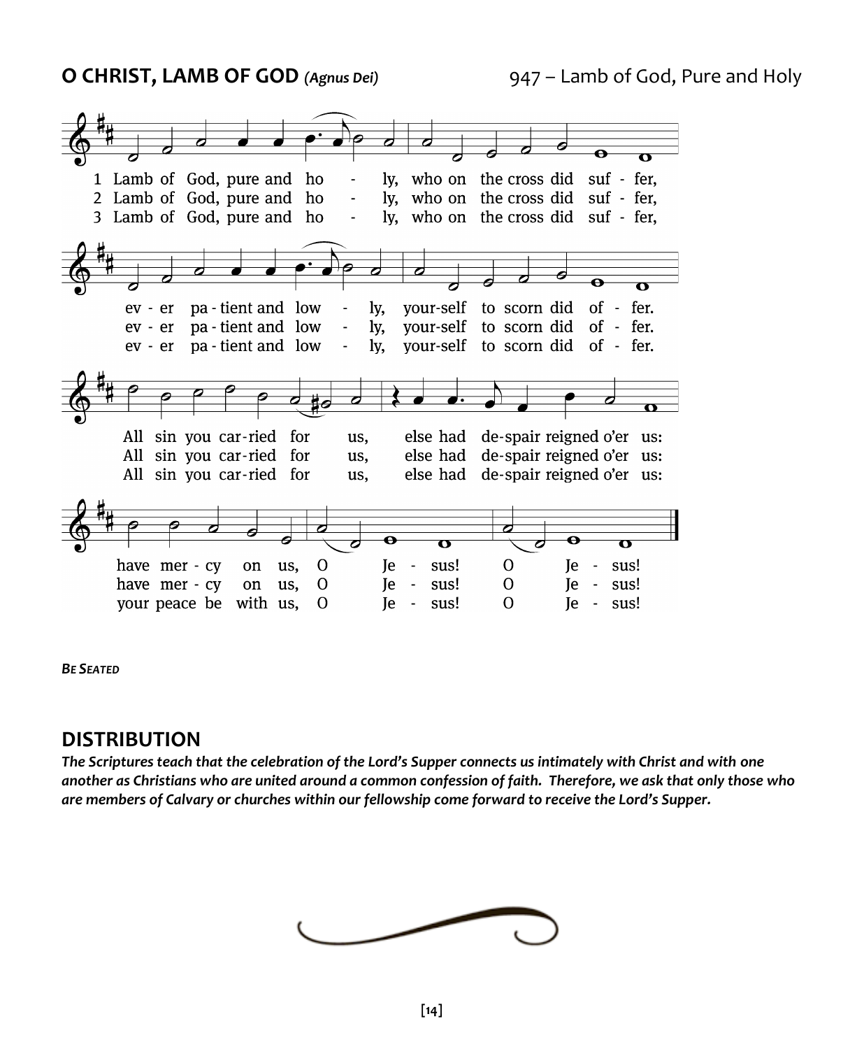**O CHRIST, LAMB OF GOD** ***(Agnus Dei)*** 947 – Lamb of God, Pure and Holy

1 Lamb of God, pure and holy, who on the cross did suffer,
ever patient and lowly, yourself to scorn did offer.
All sin you carried for us, else had despair reigned o'er us:
have mercy on us, O Jesus! O Jesus!

2 Lamb of God, pure and holy, who on the cross did suffer,
ever patient and lowly, yourself to scorn did offer.
All sin you carried for us, else had despair reigned o'er us:
have mercy on us, O Jesus! O Jesus!

3 Lamb of God, pure and holy, who on the cross did suffer,
ever patient and lowly, yourself to scorn did offer.
All sin you carried for us, else had despair reigned o'er us:
your peace be with us, O Jesus! O Jesus!

***BE SEATED***

## DISTRIBUTION

***The Scriptures teach that the celebration of the Lord's Supper connects us intimately with Christ and with one another as Christians who are united around a common confession of faith. Therefore, we ask that only those who are members of Calvary or churches within our fellowship come forward to receive the Lord's Supper.***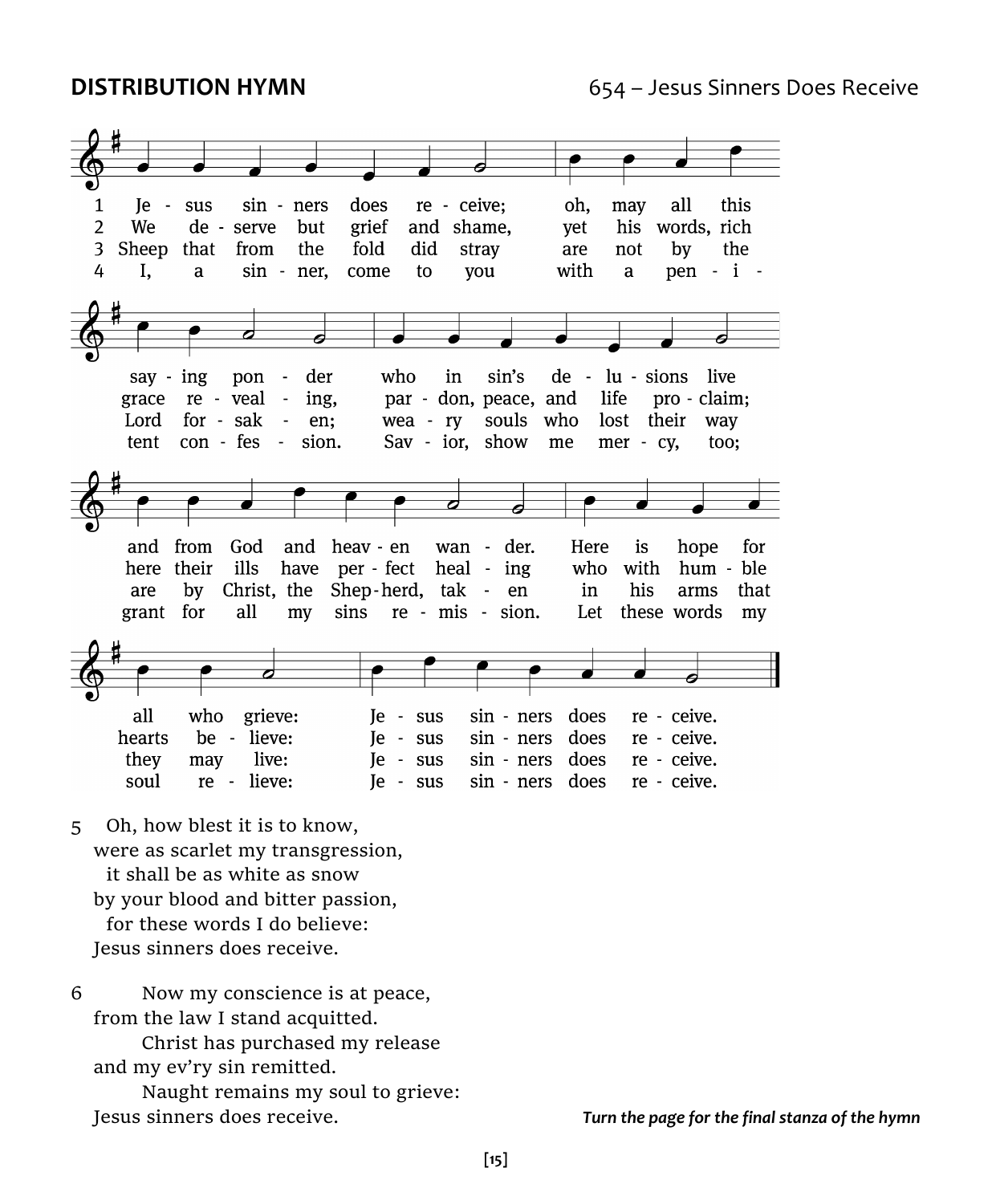**DISTRIBUTION HYMN** 654 – Jesus Sinners Does Receive

1 Je - sus sin - ners does re - ceive; oh, may all this say - ing pon - der who in sin's de - lu - sions live and from God and heav - en wan - der. Here is hope for all who grieve: Je - sus sin - ners does re - ceive.

2 We de - serve but grief and shame, yet his words, rich grace re - veal - ing, par - don, peace, and life pro - claim; here their ills have per - fect heal - ing who with hum - ble hearts be - lieve: Je - sus sin - ners does re - ceive.

3 Sheep that from the fold did stray are not by the Lord for - sak - en; wea - ry souls who lost their way are by Christ, the Shep - herd, tak - en in his arms that they may live: Je - sus sin - ners does re - ceive.

4 I, a sin - ner, come to you with a pen - i - tent con - fes - sion. Sav - ior, show me mer - cy, too; grant for all my sins re - mis - sion. Let these words my soul re - lieve: Je - sus sin - ners does re - ceive.

5 Oh, how blest it is to know,
were as scarlet my transgression,
it shall be as white as snow
by your blood and bitter passion,
for these words I do believe:
Jesus sinners does receive.

6 Now my conscience is at peace,
from the law I stand acquitted.
Christ has purchased my release
and my ev'ry sin remitted.
Naught remains my soul to grieve:
Jesus sinners does receive.

***Turn the page for the final stanza of the hymn***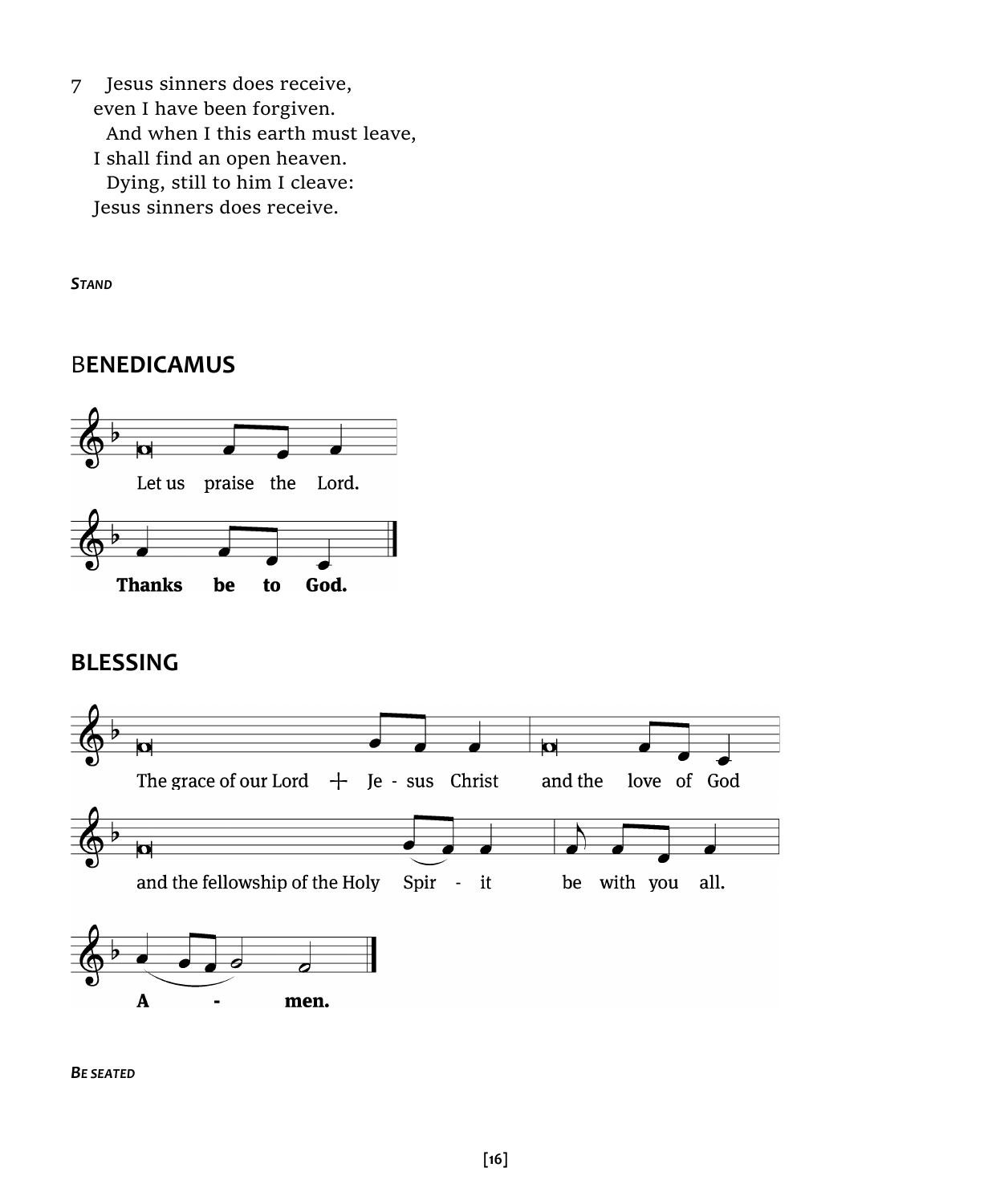7 Jesus sinners does receive,
even I have been forgiven.
And when I this earth must leave,
I shall find an open heaven.
Dying, still to him I cleave:
Jesus sinners does receive.

***Stand***

## BENEDICAMUS

Let us praise the Lord.

**Thanks be to God.**

## BLESSING

The grace of our Lord + Je - sus Christ and the love of God and the fellowship of the Holy Spir - it be with you all.

**A - men.**

***Be seated***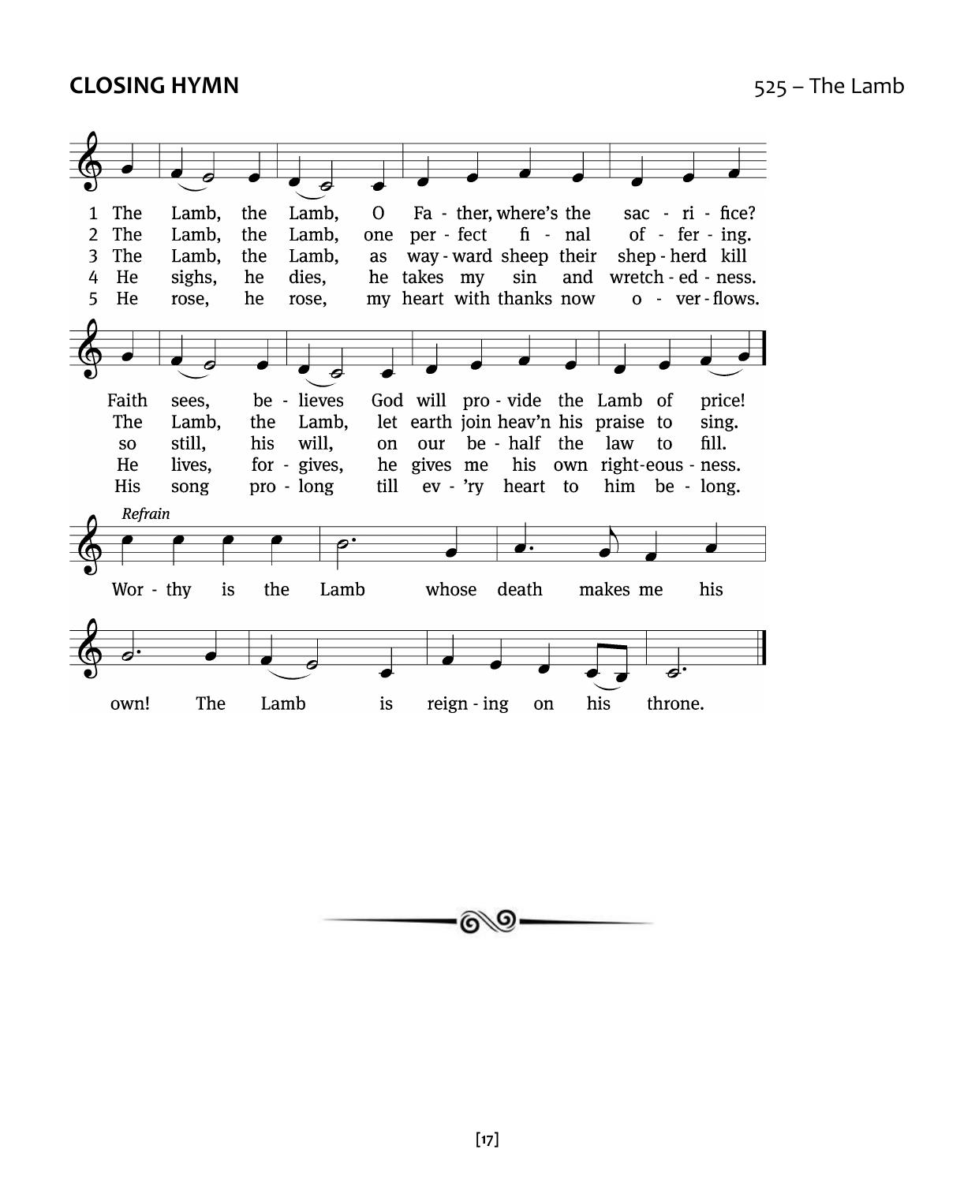**CLOSING HYMN** 525 – The Lamb

1 The Lamb, the Lamb, O Father, where's the sacrifice?
Faith sees, believes God will provide the Lamb of price!

2 The Lamb, the Lamb, one perfect final offering.
The Lamb, the Lamb, let earth join heav'n his praise to sing.

3 The Lamb, the Lamb, as wayward sheep their shepherd kill
so still, his will, on our behalf the law to fill.

4 He sighs, he dies, he takes my sin and wretchedness.
He lives, forgives, he gives me his own righteousness.

5 He rose, he rose, my heart with thanks now overflows.
His song prolong till ev'ry heart to him belong.

*Refrain*
Worthy is the Lamb whose death makes me his own!
The Lamb is reigning on his throne.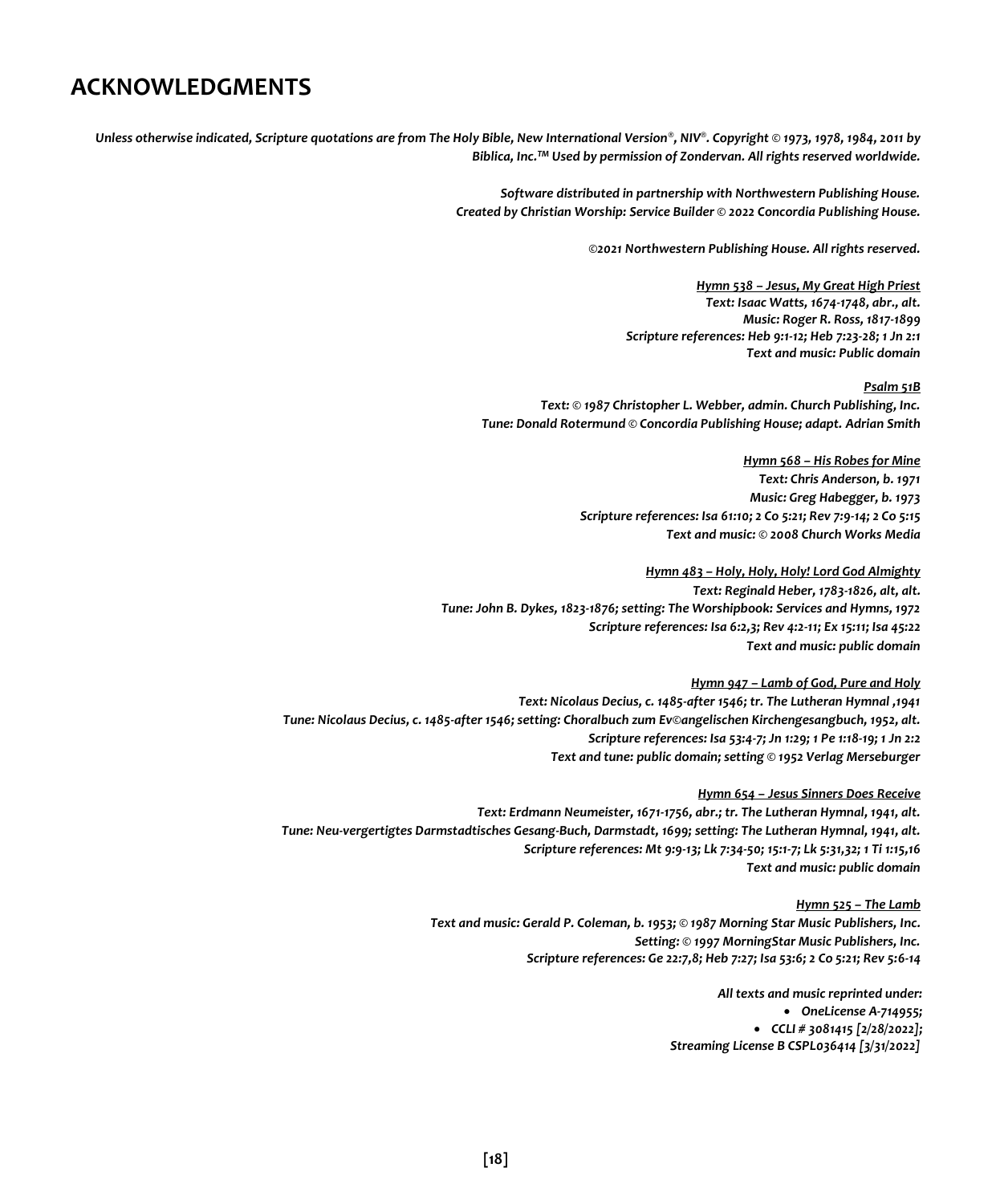# ACKNOWLEDGMENTS

*Unless otherwise indicated, Scripture quotations are from The Holy Bible, New International Version®, NIV®. Copyright © 1973, 1978, 1984, 2011 by Biblica, Inc.™ Used by permission of Zondervan. All rights reserved worldwide.*

*Software distributed in partnership with Northwestern Publishing House.*
*Created by Christian Worship: Service Builder © 2022 Concordia Publishing House.*

*©2021 Northwestern Publishing House. All rights reserved.*

***Hymn 538 – Jesus, My Great High Priest***
*Text: Isaac Watts, 1674-1748, abr., alt.*
*Music: Roger R. Ross, 1817-1899*
*Scripture references: Heb 9:1-12; Heb 7:23-28; 1 Jn 2:1*
*Text and music: Public domain*

***Psalm 51B***
*Text: © 1987 Christopher L. Webber, admin. Church Publishing, Inc.*
*Tune: Donald Rotermund © Concordia Publishing House; adapt. Adrian Smith*

***Hymn 568 – His Robes for Mine***
*Text: Chris Anderson, b. 1971*
*Music: Greg Habegger, b. 1973*
*Scripture references: Isa 61:10; 2 Co 5:21; Rev 7:9-14; 2 Co 5:15*
*Text and music: © 2008 Church Works Media*

***Hymn 483 – Holy, Holy, Holy! Lord God Almighty***
*Text: Reginald Heber, 1783-1826, alt, alt.*
*Tune: John B. Dykes, 1823-1876; setting: The Worshipbook: Services and Hymns, 1972*
*Scripture references: Isa 6:2,3; Rev 4:2-11; Ex 15:11; Isa 45:22*
*Text and music: public domain*

***Hymn 947 – Lamb of God, Pure and Holy***
*Text: Nicolaus Decius, c. 1485-after 1546; tr. The Lutheran Hymnal ,1941*
*Tune: Nicolaus Decius, c. 1485-after 1546; setting: Choralbuch zum Ev©angelischen Kirchengesangbuch, 1952, alt.*
*Scripture references: Isa 53:4-7; Jn 1:29; 1 Pe 1:18-19; 1 Jn 2:2*
*Text and tune: public domain; setting © 1952 Verlag Merseburger*

***Hymn 654 – Jesus Sinners Does Receive***
*Text: Erdmann Neumeister, 1671-1756, abr.; tr. The Lutheran Hymnal, 1941, alt.*
*Tune: Neu-vergertigtes Darmstadtisches Gesang-Buch, Darmstadt, 1699; setting: The Lutheran Hymnal, 1941, alt.*
*Scripture references: Mt 9:9-13; Lk 7:34-50; 15:1-7; Lk 5:31,32; 1 Ti 1:15,16*
*Text and music: public domain*

***Hymn 525 – The Lamb***
*Text and music: Gerald P. Coleman, b. 1953; © 1987 Morning Star Music Publishers, Inc.*
*Setting: © 1997 MorningStar Music Publishers, Inc.*
*Scripture references: Ge 22:7,8; Heb 7:27; Isa 53:6; 2 Co 5:21; Rev 5:6-14*

*All texts and music reprinted under:*

- *OneLicense A-714955;*
- *CCLI # 3081415 [2/28/2022];*

*Streaming License B CSPL036414 [3/31/2022]*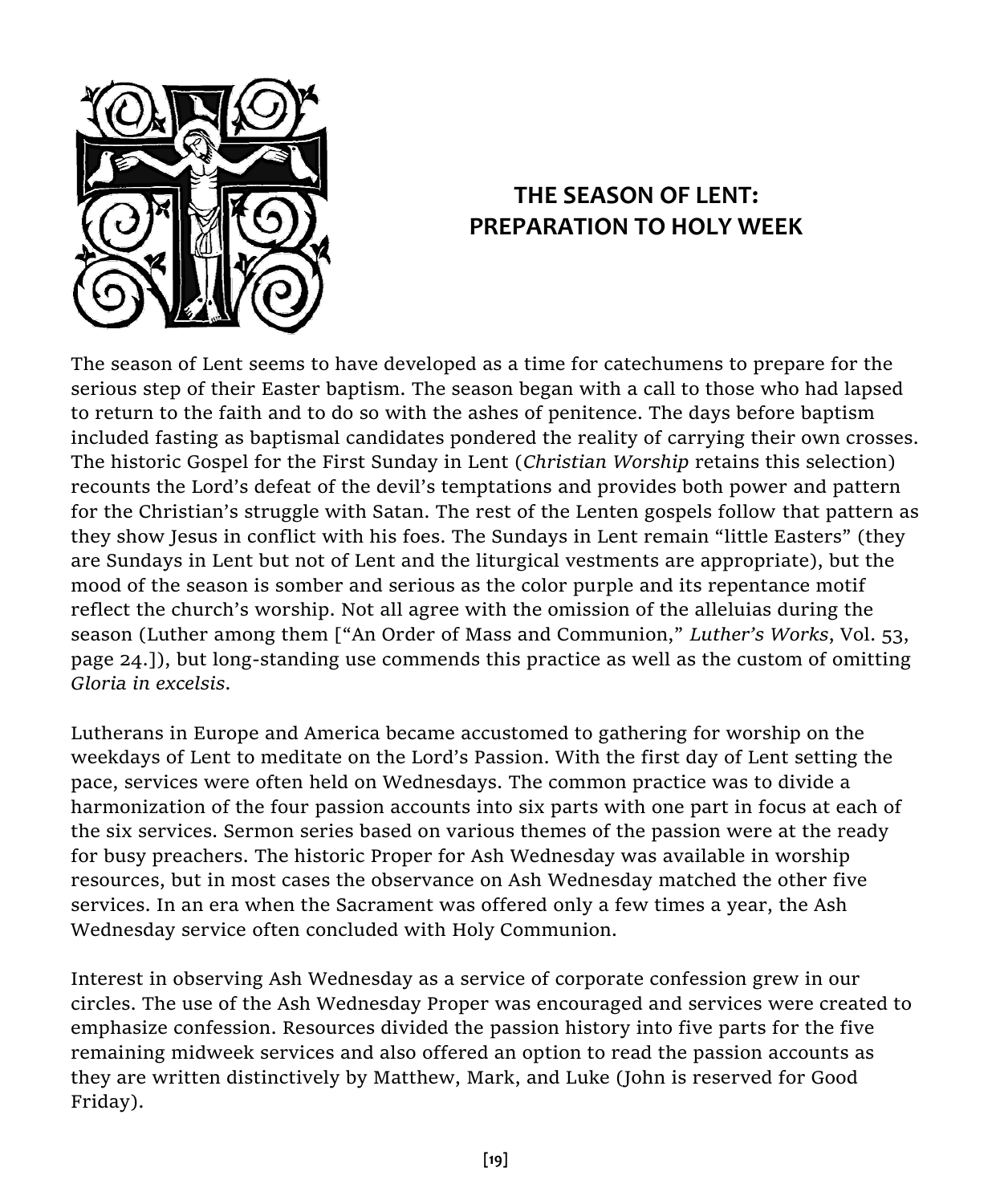# THE SEASON OF LENT: PREPARATION TO HOLY WEEK

The season of Lent seems to have developed as a time for catechumens to prepare for the serious step of their Easter baptism. The season began with a call to those who had lapsed to return to the faith and to do so with the ashes of penitence. The days before baptism included fasting as baptismal candidates pondered the reality of carrying their own crosses. The historic Gospel for the First Sunday in Lent (*Christian Worship* retains this selection) recounts the Lord's defeat of the devil's temptations and provides both power and pattern for the Christian's struggle with Satan. The rest of the Lenten gospels follow that pattern as they show Jesus in conflict with his foes. The Sundays in Lent remain "little Easters" (they are Sundays in Lent but not of Lent and the liturgical vestments are appropriate), but the mood of the season is somber and serious as the color purple and its repentance motif reflect the church's worship. Not all agree with the omission of the alleluias during the season (Luther among them ["An Order of Mass and Communion," *Luther's Works*, Vol. 53, page 24.]), but long-standing use commends this practice as well as the custom of omitting *Gloria in excelsis*.

Lutherans in Europe and America became accustomed to gathering for worship on the weekdays of Lent to meditate on the Lord's Passion. With the first day of Lent setting the pace, services were often held on Wednesdays. The common practice was to divide a harmonization of the four passion accounts into six parts with one part in focus at each of the six services. Sermon series based on various themes of the passion were at the ready for busy preachers. The historic Proper for Ash Wednesday was available in worship resources, but in most cases the observance on Ash Wednesday matched the other five services. In an era when the Sacrament was offered only a few times a year, the Ash Wednesday service often concluded with Holy Communion.

Interest in observing Ash Wednesday as a service of corporate confession grew in our circles. The use of the Ash Wednesday Proper was encouraged and services were created to emphasize confession. Resources divided the passion history into five parts for the five remaining midweek services and also offered an option to read the passion accounts as they are written distinctively by Matthew, Mark, and Luke (John is reserved for Good Friday).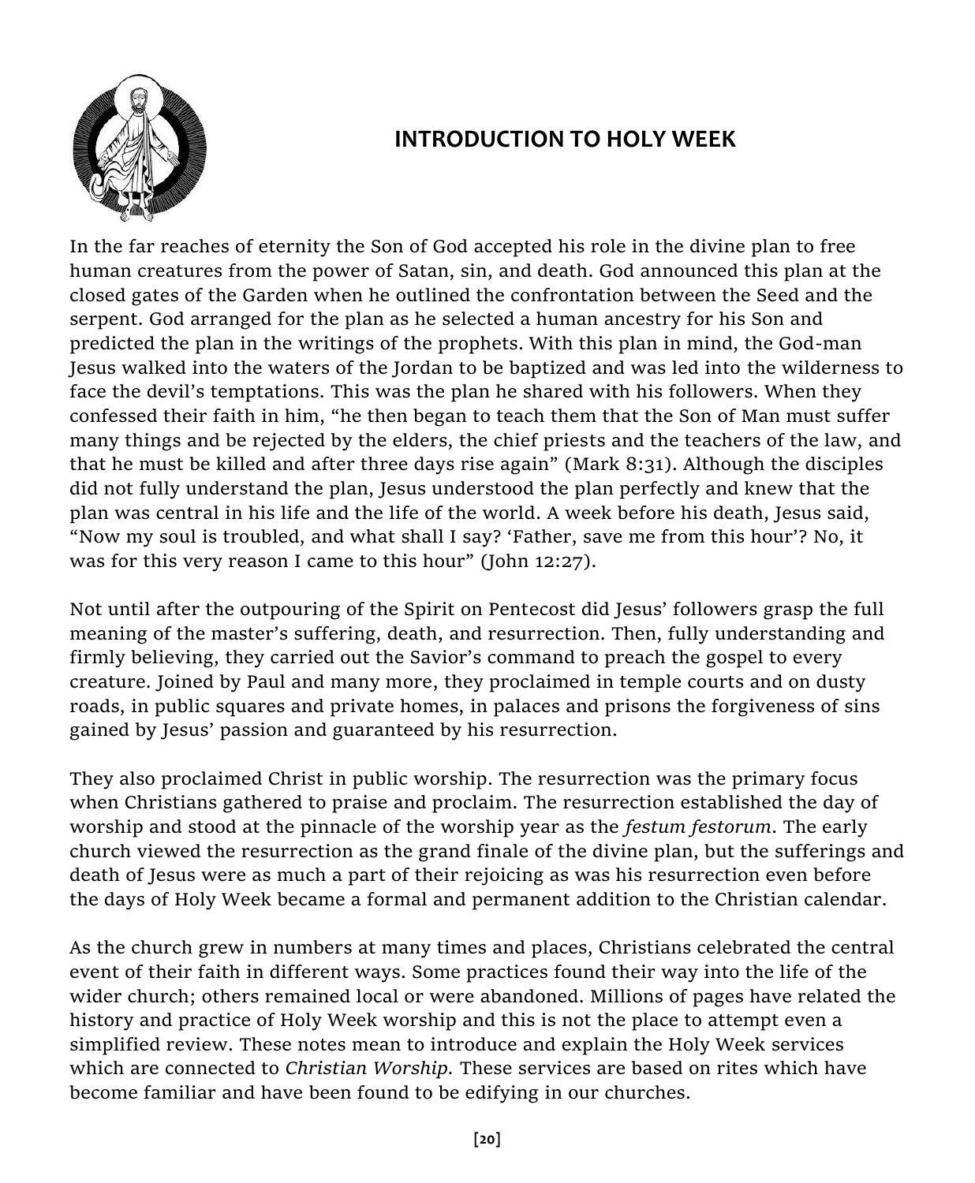# INTRODUCTION TO HOLY WEEK

In the far reaches of eternity the Son of God accepted his role in the divine plan to free human creatures from the power of Satan, sin, and death. God announced this plan at the closed gates of the Garden when he outlined the confrontation between the Seed and the serpent. God arranged for the plan as he selected a human ancestry for his Son and predicted the plan in the writings of the prophets. With this plan in mind, the God-man Jesus walked into the waters of the Jordan to be baptized and was led into the wilderness to face the devil's temptations. This was the plan he shared with his followers. When they confessed their faith in him, "he then began to teach them that the Son of Man must suffer many things and be rejected by the elders, the chief priests and the teachers of the law, and that he must be killed and after three days rise again" (Mark 8:31). Although the disciples did not fully understand the plan, Jesus understood the plan perfectly and knew that the plan was central in his life and the life of the world. A week before his death, Jesus said, "Now my soul is troubled, and what shall I say? 'Father, save me from this hour'? No, it was for this very reason I came to this hour" (John 12:27).

Not until after the outpouring of the Spirit on Pentecost did Jesus' followers grasp the full meaning of the master's suffering, death, and resurrection. Then, fully understanding and firmly believing, they carried out the Savior's command to preach the gospel to every creature. Joined by Paul and many more, they proclaimed in temple courts and on dusty roads, in public squares and private homes, in palaces and prisons the forgiveness of sins gained by Jesus' passion and guaranteed by his resurrection.

They also proclaimed Christ in public worship. The resurrection was the primary focus when Christians gathered to praise and proclaim. The resurrection established the day of worship and stood at the pinnacle of the worship year as the *festum festorum*. The early church viewed the resurrection as the grand finale of the divine plan, but the sufferings and death of Jesus were as much a part of their rejoicing as was his resurrection even before the days of Holy Week became a formal and permanent addition to the Christian calendar.

As the church grew in numbers at many times and places, Christians celebrated the central event of their faith in different ways. Some practices found their way into the life of the wider church; others remained local or were abandoned. Millions of pages have related the history and practice of Holy Week worship and this is not the place to attempt even a simplified review. These notes mean to introduce and explain the Holy Week services which are connected to *Christian Worship*. These services are based on rites which have become familiar and have been found to be edifying in our churches.